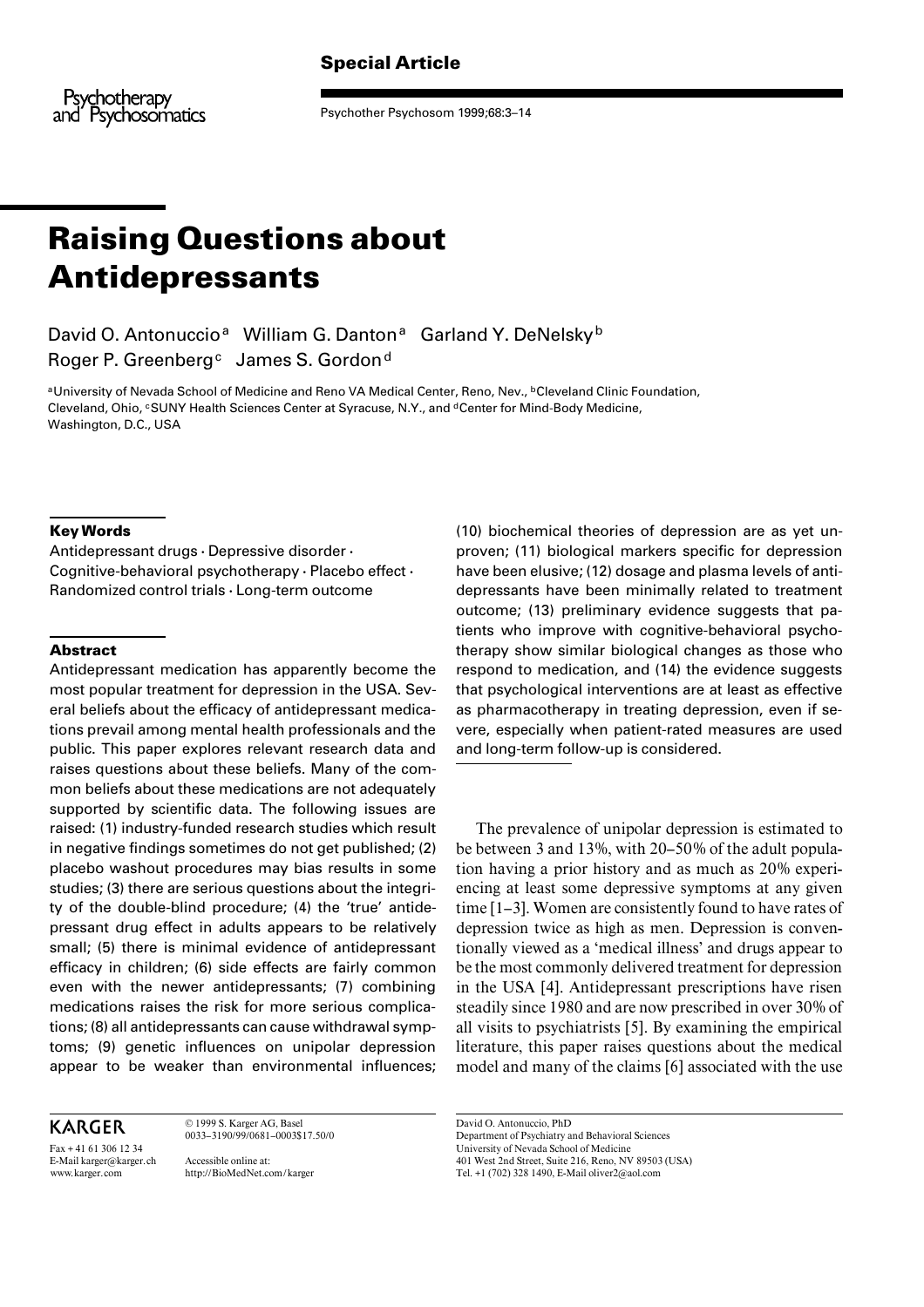Special Article

# Raising Questions about Antidepressants

David O. Antonuccio[a] William G. Danton[a] Garland Y. DeNelsky[b] Roger P. Greenberg[c] James S. Gordon[d]

[a]University of Nevada School of Medicine and Reno VA Medical Center, Reno, Nev., [b]Cleveland Clinic Foundation, Cleveland, Ohio, [c]SUNY Health Sciences Center at Syracuse, N.Y., and [d]Center for Mind-Body Medicine, Washington, D.C., USA

### Key Words

Antidepressant drugs · Depressive disorder · Cognitive-behavioral psychotherapy · Placebo effect · Randomized control trials · Long-term outcome

### Abstract

Antidepressant medication has apparently become the most popular treatment for depression in the USA. Several beliefs about the efficacy of antidepressant medications prevail among mental health professionals and the public. This paper explores relevant research data and raises questions about these beliefs. Many of the common beliefs about these medications are not adequately supported by scientific data. The following issues are raised: (1) industry-funded research studies which result in negative findings sometimes do not get published; (2) placebo washout procedures may bias results in some studies; (3) there are serious questions about the integrity of the double-blind procedure; (4) the 'true' antidepressant drug effect in adults appears to be relatively small; (5) there is minimal evidence of antidepressant efficacy in children; (6) side effects are fairly common even with the newer antidepressants; (7) combining medications raises the risk for more serious complications; (8) all antidepressants can cause withdrawal symptoms; (9) genetic influences on unipolar depression appear to be weaker than environmental influences; (10) biochemical theories of depression are as yet unproven; (11) biological markers specific for depression have been elusive; (12) dosage and plasma levels of antidepressants have been minimally related to treatment outcome; (13) preliminary evidence suggests that patients who improve with cognitive-behavioral psychotherapy show similar biological changes as those who respond to medication, and (14) the evidence suggests that psychological interventions are at least as effective as pharmacotherapy in treating depression, even if severe, especially when patient-rated measures are used and long-term follow-up is considered.

The prevalence of unipolar depression is estimated to be between 3 and 13%, with 20–50% of the adult population having a prior history and as much as 20% experiencing at least some depressive symptoms at any given time [1–3]. Women are consistently found to have rates of depression twice as high as men. Depression is conventionally viewed as a 'medical illness' and drugs appear to be the most commonly delivered treatment for depression in the USA [4]. Antidepressant prescriptions have risen steadily since 1980 and are now prescribed in over 30% of all visits to psychiatrists [5]. By examining the empirical literature, this paper raises questions about the medical model and many of the claims [6] associated with the use

KARGER

Fax + 41 61 306 12 34
E-Mail karger@karger.ch
www.karger.com

© 1999 S. Karger AG, Basel
0033–3190/99/0681–0003$17.50/0

Accessible online at:
http://BioMedNet.com/karger

David O. Antonuccio, PhD
Department of Psychiatry and Behavioral Sciences
University of Nevada School of Medicine
401 West 2nd Street, Suite 216, Reno, NV 89503 (USA)
Tel. +1 (702) 328 1490, E-Mail oliver2@aol.com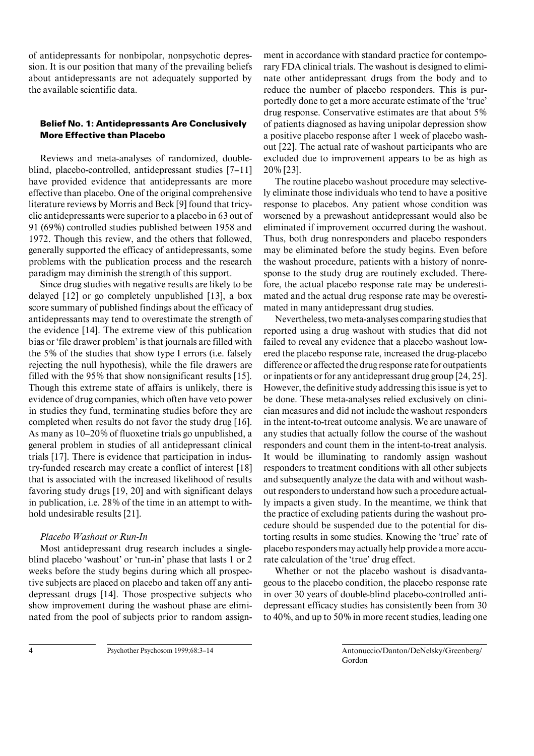of antidepressants for nonbipolar, nonpsychotic depression. It is our position that many of the prevailing beliefs about antidepressants are not adequately supported by the available scientific data.

### Belief No. 1: Antidepressants Are Conclusively More Effective than Placebo

Reviews and meta-analyses of randomized, double-blind, placebo-controlled, antidepressant studies [7–11] have provided evidence that antidepressants are more effective than placebo. One of the original comprehensive literature reviews by Morris and Beck [9] found that tricyclic antidepressants were superior to a placebo in 63 out of 91 (69%) controlled studies published between 1958 and 1972. Though this review, and the others that followed, generally supported the efficacy of antidepressants, some problems with the publication process and the research paradigm may diminish the strength of this support.

Since drug studies with negative results are likely to be delayed [12] or go completely unpublished [13], a box score summary of published findings about the efficacy of antidepressants may tend to overestimate the strength of the evidence [14]. The extreme view of this publication bias or 'file drawer problem' is that journals are filled with the 5% of the studies that show type I errors (i.e. falsely rejecting the null hypothesis), while the file drawers are filled with the 95% that show nonsignificant results [15]. Though this extreme state of affairs is unlikely, there is evidence of drug companies, which often have veto power in studies they fund, terminating studies before they are completed when results do not favor the study drug [16]. As many as 10–20% of fluoxetine trials go unpublished, a general problem in studies of all antidepressant clinical trials [17]. There is evidence that participation in industry-funded research may create a conflict of interest [18] that is associated with the increased likelihood of results favoring study drugs [19, 20] and with significant delays in publication, i.e. 28% of the time in an attempt to withhold undesirable results [21].

#### *Placebo Washout or Run-In*

Most antidepressant drug research includes a single-blind placebo 'washout' or 'run-in' phase that lasts 1 or 2 weeks before the study begins during which all prospective subjects are placed on placebo and taken off any antidepressant drugs [14]. Those prospective subjects who show improvement during the washout phase are eliminated from the pool of subjects prior to random assignment in accordance with standard practice for contemporary FDA clinical trials. The washout is designed to eliminate other antidepressant drugs from the body and to reduce the number of placebo responders. This is purportedly done to get a more accurate estimate of the 'true' drug response. Conservative estimates are that about 5% of patients diagnosed as having unipolar depression show a positive placebo response after 1 week of placebo washout [22]. The actual rate of washout participants who are excluded due to improvement appears to be as high as 20% [23].

The routine placebo washout procedure may selectively eliminate those individuals who tend to have a positive response to placebos. Any patient whose condition was worsened by a prewashout antidepressant would also be eliminated if improvement occurred during the washout. Thus, both drug nonresponders and placebo responders may be eliminated before the study begins. Even before the washout procedure, patients with a history of nonresponse to the study drug are routinely excluded. Therefore, the actual placebo response rate may be underestimated and the actual drug response rate may be overestimated in many antidepressant drug studies.

Nevertheless, two meta-analyses comparing studies that reported using a drug washout with studies that did not failed to reveal any evidence that a placebo washout lowered the placebo response rate, increased the drug-placebo difference or affected the drug response rate for outpatients or inpatients or for any antidepressant drug group [24, 25]. However, the definitive study addressing this issue is yet to be done. These meta-analyses relied exclusively on clinician measures and did not include the washout responders in the intent-to-treat outcome analysis. We are unaware of any studies that actually follow the course of the washout responders and count them in the intent-to-treat analysis. It would be illuminating to randomly assign washout responders to treatment conditions with all other subjects and subsequently analyze the data with and without washout responders to understand how such a procedure actually impacts a given study. In the meantime, we think that the practice of excluding patients during the washout procedure should be suspended due to the potential for distorting results in some studies. Knowing the 'true' rate of placebo responders may actually help provide a more accurate calculation of the 'true' drug effect.

Whether or not the placebo washout is disadvantageous to the placebo condition, the placebo response rate in over 30 years of double-blind placebo-controlled antidepressant efficacy studies has consistently been from 30 to 40%, and up to 50% in more recent studies, leading one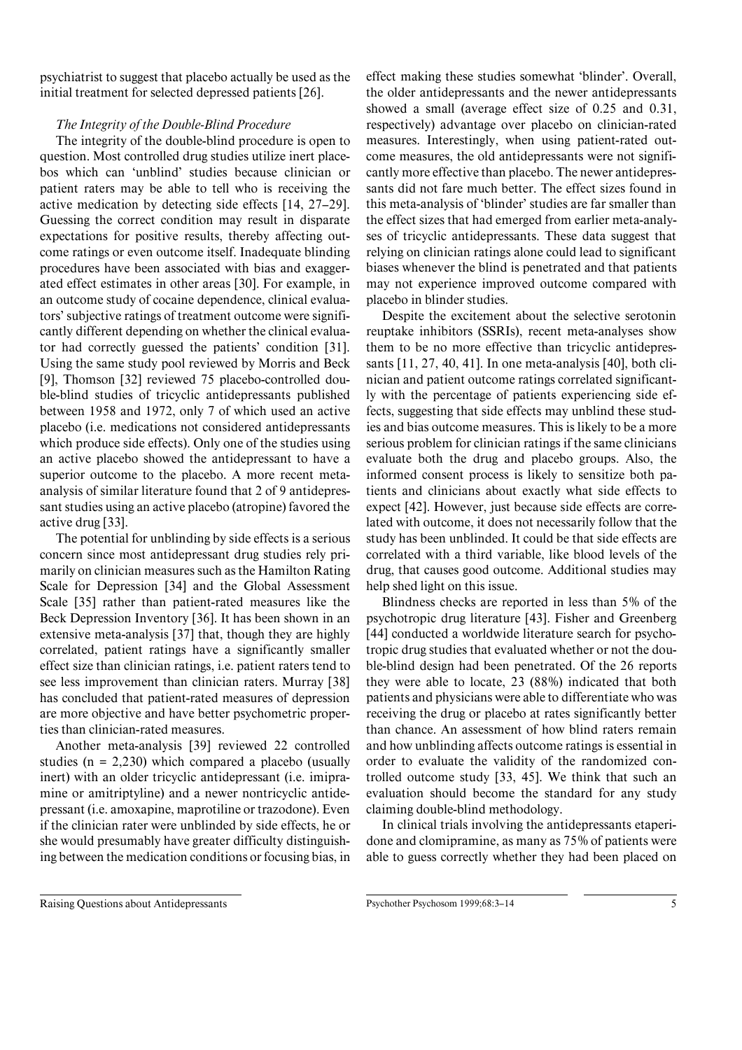psychiatrist to suggest that placebo actually be used as the initial treatment for selected depressed patients [26].

*The Integrity of the Double-Blind Procedure*

The integrity of the double-blind procedure is open to question. Most controlled drug studies utilize inert placebos which can 'unblind' studies because clinician or patient raters may be able to tell who is receiving the active medication by detecting side effects [14, 27–29]. Guessing the correct condition may result in disparate expectations for positive results, thereby affecting outcome ratings or even outcome itself. Inadequate blinding procedures have been associated with bias and exaggerated effect estimates in other areas [30]. For example, in an outcome study of cocaine dependence, clinical evaluators' subjective ratings of treatment outcome were significantly different depending on whether the clinical evaluator had correctly guessed the patients' condition [31]. Using the same study pool reviewed by Morris and Beck [9], Thomson [32] reviewed 75 placebo-controlled double-blind studies of tricyclic antidepressants published between 1958 and 1972, only 7 of which used an active placebo (i.e. medications not considered antidepressants which produce side effects). Only one of the studies using an active placebo showed the antidepressant to have a superior outcome to the placebo. A more recent meta-analysis of similar literature found that 2 of 9 antidepressant studies using an active placebo (atropine) favored the active drug [33].

The potential for unblinding by side effects is a serious concern since most antidepressant drug studies rely primarily on clinician measures such as the Hamilton Rating Scale for Depression [34] and the Global Assessment Scale [35] rather than patient-rated measures like the Beck Depression Inventory [36]. It has been shown in an extensive meta-analysis [37] that, though they are highly correlated, patient ratings have a significantly smaller effect size than clinician ratings, i.e. patient raters tend to see less improvement than clinician raters. Murray [38] has concluded that patient-rated measures of depression are more objective and have better psychometric properties than clinician-rated measures.

Another meta-analysis [39] reviewed 22 controlled studies (n = 2,230) which compared a placebo (usually inert) with an older tricyclic antidepressant (i.e. imipramine or amitriptyline) and a newer nontricyclic antidepressant (i.e. amoxapine, maprotiline or trazodone). Even if the clinician rater were unblinded by side effects, he or she would presumably have greater difficulty distinguishing between the medication conditions or focusing bias, in effect making these studies somewhat 'blinder'. Overall, the older antidepressants and the newer antidepressants showed a small (average effect size of 0.25 and 0.31, respectively) advantage over placebo on clinician-rated measures. Interestingly, when using patient-rated outcome measures, the old antidepressants were not significantly more effective than placebo. The newer antidepressants did not fare much better. The effect sizes found in this meta-analysis of 'blinder' studies are far smaller than the effect sizes that had emerged from earlier meta-analyses of tricyclic antidepressants. These data suggest that relying on clinician ratings alone could lead to significant biases whenever the blind is penetrated and that patients may not experience improved outcome compared with placebo in blinder studies.

Despite the excitement about the selective serotonin reuptake inhibitors (SSRIs), recent meta-analyses show them to be no more effective than tricyclic antidepressants [11, 27, 40, 41]. In one meta-analysis [40], both clinician and patient outcome ratings correlated significantly with the percentage of patients experiencing side effects, suggesting that side effects may unblind these studies and bias outcome measures. This is likely to be a more serious problem for clinician ratings if the same clinicians evaluate both the drug and placebo groups. Also, the informed consent process is likely to sensitize both patients and clinicians about exactly what side effects to expect [42]. However, just because side effects are correlated with outcome, it does not necessarily follow that the study has been unblinded. It could be that side effects are correlated with a third variable, like blood levels of the drug, that causes good outcome. Additional studies may help shed light on this issue.

Blindness checks are reported in less than 5% of the psychotropic drug literature [43]. Fisher and Greenberg [44] conducted a worldwide literature search for psychotropic drug studies that evaluated whether or not the double-blind design had been penetrated. Of the 26 reports they were able to locate, 23 (88%) indicated that both patients and physicians were able to differentiate who was receiving the drug or placebo at rates significantly better than chance. An assessment of how blind raters remain and how unblinding affects outcome ratings is essential in order to evaluate the validity of the randomized controlled outcome study [33, 45]. We think that such an evaluation should become the standard for any study claiming double-blind methodology.

In clinical trials involving the antidepressants etaperidone and clomipramine, as many as 75% of patients were able to guess correctly whether they had been placed on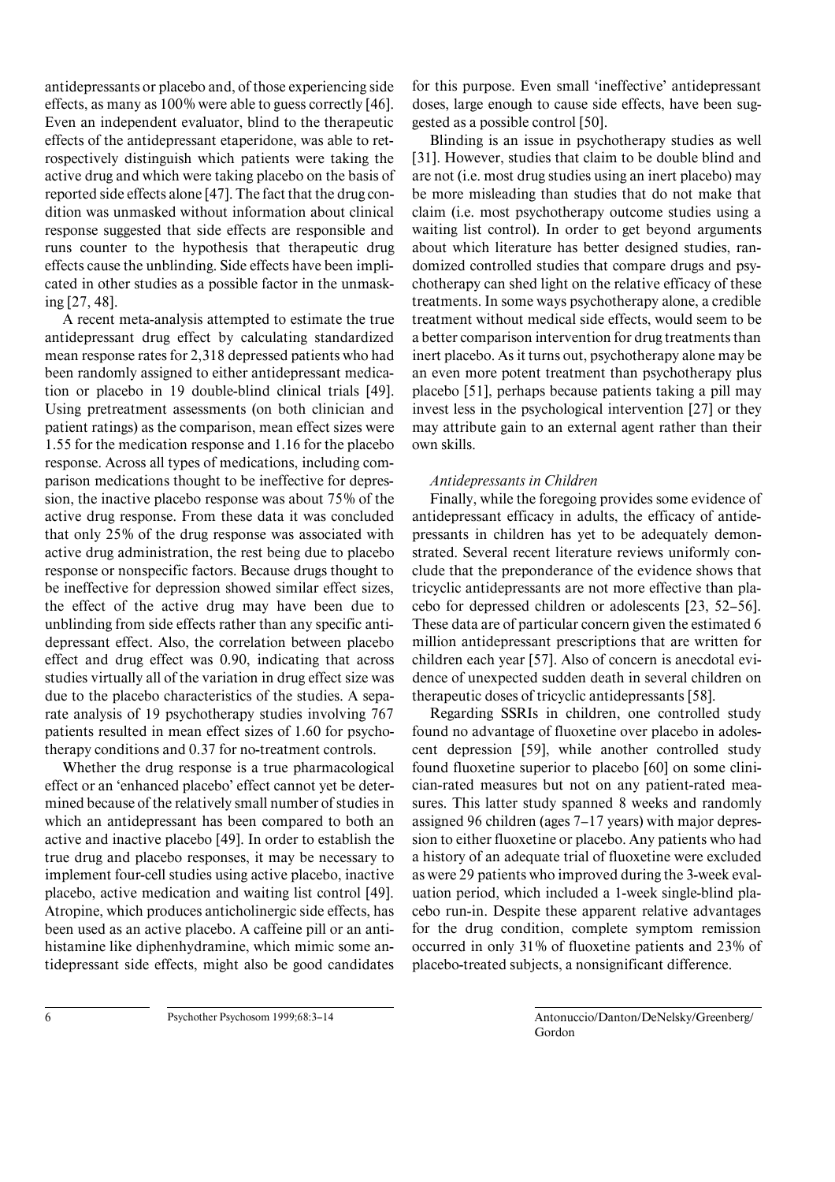antidepressants or placebo and, of those experiencing side effects, as many as 100% were able to guess correctly [46]. Even an independent evaluator, blind to the therapeutic effects of the antidepressant etaperidone, was able to retrospectively distinguish which patients were taking the active drug and which were taking placebo on the basis of reported side effects alone [47]. The fact that the drug condition was unmasked without information about clinical response suggested that side effects are responsible and runs counter to the hypothesis that therapeutic drug effects cause the unblinding. Side effects have been implicated in other studies as a possible factor in the unmasking [27, 48].

A recent meta-analysis attempted to estimate the true antidepressant drug effect by calculating standardized mean response rates for 2,318 depressed patients who had been randomly assigned to either antidepressant medication or placebo in 19 double-blind clinical trials [49]. Using pretreatment assessments (on both clinician and patient ratings) as the comparison, mean effect sizes were 1.55 for the medication response and 1.16 for the placebo response. Across all types of medications, including comparison medications thought to be ineffective for depression, the inactive placebo response was about 75% of the active drug response. From these data it was concluded that only 25% of the drug response was associated with active drug administration, the rest being due to placebo response or nonspecific factors. Because drugs thought to be ineffective for depression showed similar effect sizes, the effect of the active drug may have been due to unblinding from side effects rather than any specific antidepressant effect. Also, the correlation between placebo effect and drug effect was 0.90, indicating that across studies virtually all of the variation in drug effect size was due to the placebo characteristics of the studies. A separate analysis of 19 psychotherapy studies involving 767 patients resulted in mean effect sizes of 1.60 for psychotherapy conditions and 0.37 for no-treatment controls.

Whether the drug response is a true pharmacological effect or an 'enhanced placebo' effect cannot yet be determined because of the relatively small number of studies in which an antidepressant has been compared to both an active and inactive placebo [49]. In order to establish the true drug and placebo responses, it may be necessary to implement four-cell studies using active placebo, inactive placebo, active medication and waiting list control [49]. Atropine, which produces anticholinergic side effects, has been used as an active placebo. A caffeine pill or an antihistamine like diphenhydramine, which mimic some antidepressant side effects, might also be good candidates for this purpose. Even small 'ineffective' antidepressant doses, large enough to cause side effects, have been suggested as a possible control [50].

Blinding is an issue in psychotherapy studies as well [31]. However, studies that claim to be double blind and are not (i.e. most drug studies using an inert placebo) may be more misleading than studies that do not make that claim (i.e. most psychotherapy outcome studies using a waiting list control). In order to get beyond arguments about which literature has better designed studies, randomized controlled studies that compare drugs and psychotherapy can shed light on the relative efficacy of these treatments. In some ways psychotherapy alone, a credible treatment without medical side effects, would seem to be a better comparison intervention for drug treatments than inert placebo. As it turns out, psychotherapy alone may be an even more potent treatment than psychotherapy plus placebo [51], perhaps because patients taking a pill may invest less in the psychological intervention [27] or they may attribute gain to an external agent rather than their own skills.

### *Antidepressants in Children*

Finally, while the foregoing provides some evidence of antidepressant efficacy in adults, the efficacy of antidepressants in children has yet to be adequately demonstrated. Several recent literature reviews uniformly conclude that the preponderance of the evidence shows that tricyclic antidepressants are not more effective than placebo for depressed children or adolescents [23, 52–56]. These data are of particular concern given the estimated 6 million antidepressant prescriptions that are written for children each year [57]. Also of concern is anecdotal evidence of unexpected sudden death in several children on therapeutic doses of tricyclic antidepressants [58].

Regarding SSRIs in children, one controlled study found no advantage of fluoxetine over placebo in adolescent depression [59], while another controlled study found fluoxetine superior to placebo [60] on some clinician-rated measures but not on any patient-rated measures. This latter study spanned 8 weeks and randomly assigned 96 children (ages 7–17 years) with major depression to either fluoxetine or placebo. Any patients who had a history of an adequate trial of fluoxetine were excluded as were 29 patients who improved during the 3-week evaluation period, which included a 1-week single-blind placebo run-in. Despite these apparent relative advantages for the drug condition, complete symptom remission occurred in only 31% of fluoxetine patients and 23% of placebo-treated subjects, a nonsignificant difference.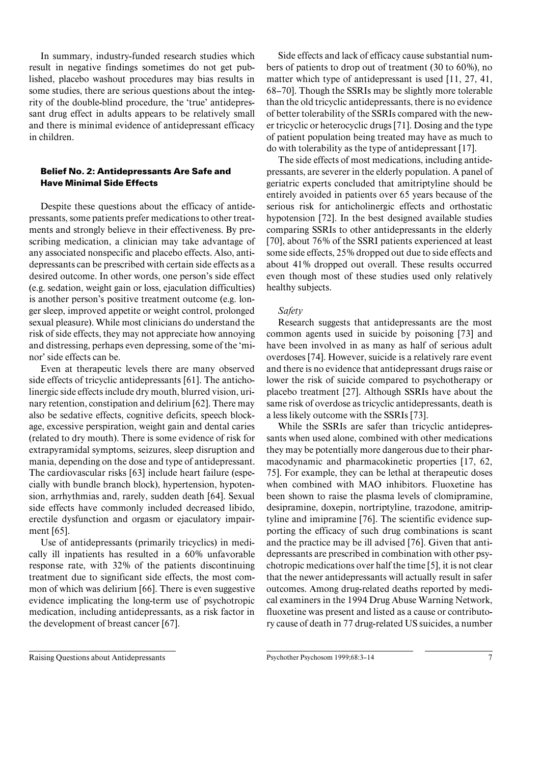In summary, industry-funded research studies which result in negative findings sometimes do not get published, placebo washout procedures may bias results in some studies, there are serious questions about the integrity of the double-blind procedure, the 'true' antidepressant drug effect in adults appears to be relatively small and there is minimal evidence of antidepressant efficacy in children.

### Belief No. 2: Antidepressants Are Safe and Have Minimal Side Effects

Despite these questions about the efficacy of antidepressants, some patients prefer medications to other treatments and strongly believe in their effectiveness. By prescribing medication, a clinician may take advantage of any associated nonspecific and placebo effects. Also, antidepressants can be prescribed with certain side effects as a desired outcome. In other words, one person's side effect (e.g. sedation, weight gain or loss, ejaculation difficulties) is another person's positive treatment outcome (e.g. longer sleep, improved appetite or weight control, prolonged sexual pleasure). While most clinicians do understand the risk of side effects, they may not appreciate how annoying and distressing, perhaps even depressing, some of the 'minor' side effects can be.

Even at therapeutic levels there are many observed side effects of tricyclic antidepressants [61]. The anticholinergic side effects include dry mouth, blurred vision, urinary retention, constipation and delirium [62]. There may also be sedative effects, cognitive deficits, speech blockage, excessive perspiration, weight gain and dental caries (related to dry mouth). There is some evidence of risk for extrapyramidal symptoms, seizures, sleep disruption and mania, depending on the dose and type of antidepressant. The cardiovascular risks [63] include heart failure (especially with bundle branch block), hypertension, hypotension, arrhythmias and, rarely, sudden death [64]. Sexual side effects have commonly included decreased libido, erectile dysfunction and orgasm or ejaculatory impairment [65].

Use of antidepressants (primarily tricyclics) in medically ill inpatients has resulted in a 60% unfavorable response rate, with 32% of the patients discontinuing treatment due to significant side effects, the most common of which was delirium [66]. There is even suggestive evidence implicating the long-term use of psychotropic medication, including antidepressants, as a risk factor in the development of breast cancer [67].

Side effects and lack of efficacy cause substantial numbers of patients to drop out of treatment (30 to 60%), no matter which type of antidepressant is used [11, 27, 41, 68–70]. Though the SSRIs may be slightly more tolerable than the old tricyclic antidepressants, there is no evidence of better tolerability of the SSRIs compared with the newer tricyclic or heterocyclic drugs [71]. Dosing and the type of patient population being treated may have as much to do with tolerability as the type of antidepressant [17].

The side effects of most medications, including antidepressants, are severer in the elderly population. A panel of geriatric experts concluded that amitriptyline should be entirely avoided in patients over 65 years because of the serious risk for anticholinergic effects and orthostatic hypotension [72]. In the best designed available studies comparing SSRIs to other antidepressants in the elderly [70], about 76% of the SSRI patients experienced at least some side effects, 25% dropped out due to side effects and about 41% dropped out overall. These results occurred even though most of these studies used only relatively healthy subjects.

*Safety*

Research suggests that antidepressants are the most common agents used in suicide by poisoning [73] and have been involved in as many as half of serious adult overdoses [74]. However, suicide is a relatively rare event and there is no evidence that antidepressant drugs raise or lower the risk of suicide compared to psychotherapy or placebo treatment [27]. Although SSRIs have about the same risk of overdose as tricyclic antidepressants, death is a less likely outcome with the SSRIs [73].

While the SSRIs are safer than tricyclic antidepressants when used alone, combined with other medications they may be potentially more dangerous due to their pharmacodynamic and pharmacokinetic properties [17, 62, 75]. For example, they can be lethal at therapeutic doses when combined with MAO inhibitors. Fluoxetine has been shown to raise the plasma levels of clomipramine, desipramine, doxepin, nortriptyline, trazodone, amitriptyline and imipramine [76]. The scientific evidence supporting the efficacy of such drug combinations is scant and the practice may be ill advised [76]. Given that antidepressants are prescribed in combination with other psychotropic medications over half the time [5], it is not clear that the newer antidepressants will actually result in safer outcomes. Among drug-related deaths reported by medical examiners in the 1994 Drug Abuse Warning Network, fluoxetine was present and listed as a cause or contributory cause of death in 77 drug-related US suicides, a number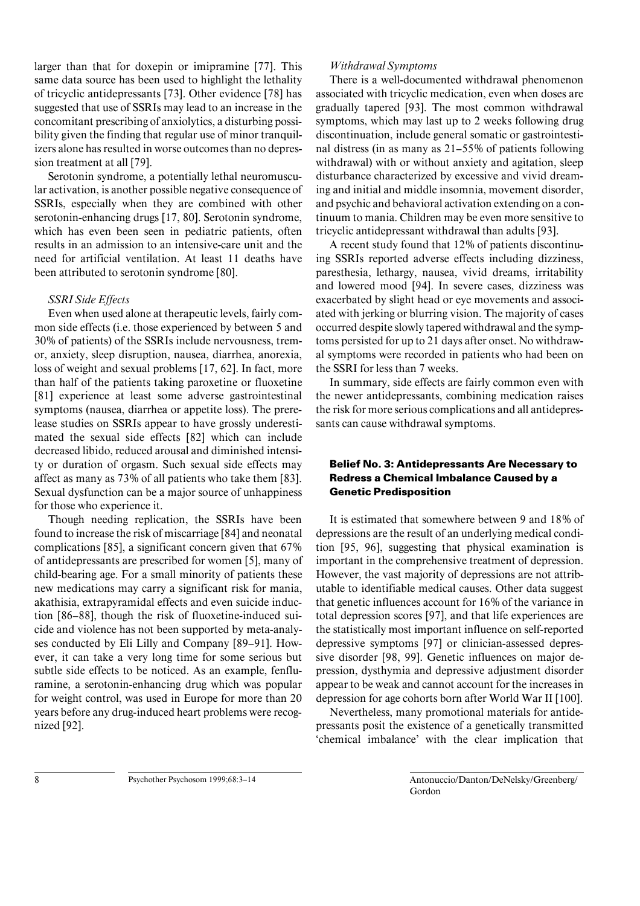larger than that for doxepin or imipramine [77]. This same data source has been used to highlight the lethality of tricyclic antidepressants [73]. Other evidence [78] has suggested that use of SSRIs may lead to an increase in the concomitant prescribing of anxiolytics, a disturbing possibility given the finding that regular use of minor tranquilizers alone has resulted in worse outcomes than no depression treatment at all [79].

Serotonin syndrome, a potentially lethal neuromuscular activation, is another possible negative consequence of SSRIs, especially when they are combined with other serotonin-enhancing drugs [17, 80]. Serotonin syndrome, which has even been seen in pediatric patients, often results in an admission to an intensive-care unit and the need for artificial ventilation. At least 11 deaths have been attributed to serotonin syndrome [80].

*SSRI Side Effects*

Even when used alone at therapeutic levels, fairly common side effects (i.e. those experienced by between 5 and 30% of patients) of the SSRIs include nervousness, tremor, anxiety, sleep disruption, nausea, diarrhea, anorexia, loss of weight and sexual problems [17, 62]. In fact, more than half of the patients taking paroxetine or fluoxetine [81] experience at least some adverse gastrointestinal symptoms (nausea, diarrhea or appetite loss). The prerelease studies on SSRIs appear to have grossly underestimated the sexual side effects [82] which can include decreased libido, reduced arousal and diminished intensity or duration of orgasm. Such sexual side effects may affect as many as 73% of all patients who take them [83]. Sexual dysfunction can be a major source of unhappiness for those who experience it.

Though needing replication, the SSRIs have been found to increase the risk of miscarriage [84] and neonatal complications [85], a significant concern given that 67% of antidepressants are prescribed for women [5], many of child-bearing age. For a small minority of patients these new medications may carry a significant risk for mania, akathisia, extrapyramidal effects and even suicide induction [86–88], though the risk of fluoxetine-induced suicide and violence has not been supported by meta-analyses conducted by Eli Lilly and Company [89–91]. However, it can take a very long time for some serious but subtle side effects to be noticed. As an example, fenfluramine, a serotonin-enhancing drug which was popular for weight control, was used in Europe for more than 20 years before any drug-induced heart problems were recognized [92].

*Withdrawal Symptoms*

There is a well-documented withdrawal phenomenon associated with tricyclic medication, even when doses are gradually tapered [93]. The most common withdrawal symptoms, which may last up to 2 weeks following drug discontinuation, include general somatic or gastrointestinal distress (in as many as 21–55% of patients following withdrawal) with or without anxiety and agitation, sleep disturbance characterized by excessive and vivid dreaming and initial and middle insomnia, movement disorder, and psychic and behavioral activation extending on a continuum to mania. Children may be even more sensitive to tricyclic antidepressant withdrawal than adults [93].

A recent study found that 12% of patients discontinuing SSRIs reported adverse effects including dizziness, paresthesia, lethargy, nausea, vivid dreams, irritability and lowered mood [94]. In severe cases, dizziness was exacerbated by slight head or eye movements and associated with jerking or blurring vision. The majority of cases occurred despite slowly tapered withdrawal and the symptoms persisted for up to 21 days after onset. No withdrawal symptoms were recorded in patients who had been on the SSRI for less than 7 weeks.

In summary, side effects are fairly common even with the newer antidepressants, combining medication raises the risk for more serious complications and all antidepressants can cause withdrawal symptoms.

### Belief No. 3: Antidepressants Are Necessary to Redress a Chemical Imbalance Caused by a Genetic Predisposition

It is estimated that somewhere between 9 and 18% of depressions are the result of an underlying medical condition [95, 96], suggesting that physical examination is important in the comprehensive treatment of depression. However, the vast majority of depressions are not attributable to identifiable medical causes. Other data suggest that genetic influences account for 16% of the variance in total depression scores [97], and that life experiences are the statistically most important influence on self-reported depressive symptoms [97] or clinician-assessed depressive disorder [98, 99]. Genetic influences on major depression, dysthymia and depressive adjustment disorder appear to be weak and cannot account for the increases in depression for age cohorts born after World War II [100].

Nevertheless, many promotional materials for antidepressants posit the existence of a genetically transmitted 'chemical imbalance' with the clear implication that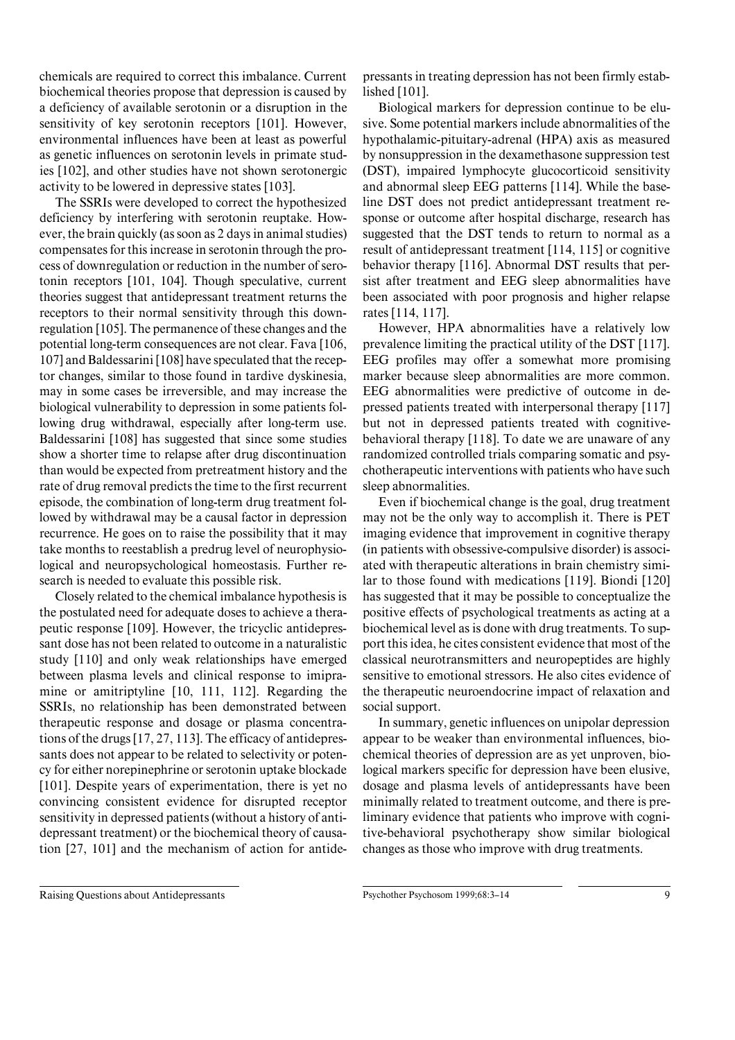chemicals are required to correct this imbalance. Current biochemical theories propose that depression is caused by a deficiency of available serotonin or a disruption in the sensitivity of key serotonin receptors [101]. However, environmental influences have been at least as powerful as genetic influences on serotonin levels in primate studies [102], and other studies have not shown serotonergic activity to be lowered in depressive states [103].

The SSRIs were developed to correct the hypothesized deficiency by interfering with serotonin reuptake. However, the brain quickly (as soon as 2 days in animal studies) compensates for this increase in serotonin through the process of downregulation or reduction in the number of serotonin receptors [101, 104]. Though speculative, current theories suggest that antidepressant treatment returns the receptors to their normal sensitivity through this downregulation [105]. The permanence of these changes and the potential long-term consequences are not clear. Fava [106, 107] and Baldessarini [108] have speculated that the receptor changes, similar to those found in tardive dyskinesia, may in some cases be irreversible, and may increase the biological vulnerability to depression in some patients following drug withdrawal, especially after long-term use. Baldessarini [108] has suggested that since some studies show a shorter time to relapse after drug discontinuation than would be expected from pretreatment history and the rate of drug removal predicts the time to the first recurrent episode, the combination of long-term drug treatment followed by withdrawal may be a causal factor in depression recurrence. He goes on to raise the possibility that it may take months to reestablish a predrug level of neurophysiological and neuropsychological homeostasis. Further research is needed to evaluate this possible risk.

Closely related to the chemical imbalance hypothesis is the postulated need for adequate doses to achieve a therapeutic response [109]. However, the tricyclic antidepressant dose has not been related to outcome in a naturalistic study [110] and only weak relationships have emerged between plasma levels and clinical response to imipramine or amitriptyline [10, 111, 112]. Regarding the SSRIs, no relationship has been demonstrated between therapeutic response and dosage or plasma concentrations of the drugs [17, 27, 113]. The efficacy of antidepressants does not appear to be related to selectivity or potency for either norepinephrine or serotonin uptake blockade [101]. Despite years of experimentation, there is yet no convincing consistent evidence for disrupted receptor sensitivity in depressed patients (without a history of antidepressant treatment) or the biochemical theory of causation [27, 101] and the mechanism of action for antidepressants in treating depression has not been firmly established [101].

Biological markers for depression continue to be elusive. Some potential markers include abnormalities of the hypothalamic-pituitary-adrenal (HPA) axis as measured by nonsuppression in the dexamethasone suppression test (DST), impaired lymphocyte glucocorticoid sensitivity and abnormal sleep EEG patterns [114]. While the baseline DST does not predict antidepressant treatment response or outcome after hospital discharge, research has suggested that the DST tends to return to normal as a result of antidepressant treatment [114, 115] or cognitive behavior therapy [116]. Abnormal DST results that persist after treatment and EEG sleep abnormalities have been associated with poor prognosis and higher relapse rates [114, 117].

However, HPA abnormalities have a relatively low prevalence limiting the practical utility of the DST [117]. EEG profiles may offer a somewhat more promising marker because sleep abnormalities are more common. EEG abnormalities were predictive of outcome in depressed patients treated with interpersonal therapy [117] but not in depressed patients treated with cognitive-behavioral therapy [118]. To date we are unaware of any randomized controlled trials comparing somatic and psychotherapeutic interventions with patients who have such sleep abnormalities.

Even if biochemical change is the goal, drug treatment may not be the only way to accomplish it. There is PET imaging evidence that improvement in cognitive therapy (in patients with obsessive-compulsive disorder) is associated with therapeutic alterations in brain chemistry similar to those found with medications [119]. Biondi [120] has suggested that it may be possible to conceptualize the positive effects of psychological treatments as acting at a biochemical level as is done with drug treatments. To support this idea, he cites consistent evidence that most of the classical neurotransmitters and neuropeptides are highly sensitive to emotional stressors. He also cites evidence of the therapeutic neuroendocrine impact of relaxation and social support.

In summary, genetic influences on unipolar depression appear to be weaker than environmental influences, biochemical theories of depression are as yet unproven, biological markers specific for depression have been elusive, dosage and plasma levels of antidepressants have been minimally related to treatment outcome, and there is preliminary evidence that patients who improve with cognitive-behavioral psychotherapy show similar biological changes as those who improve with drug treatments.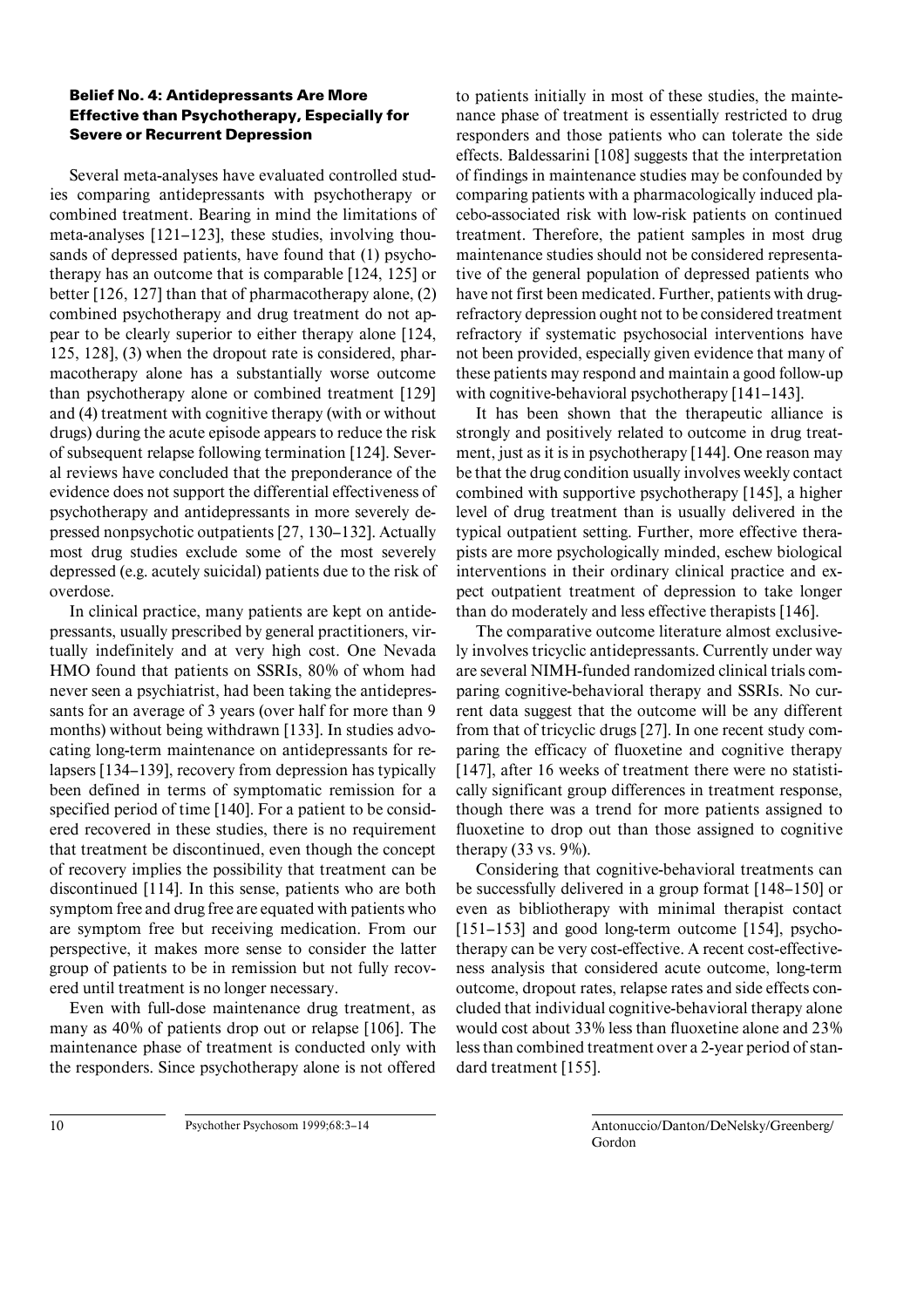### Belief No. 4: Antidepressants Are More Effective than Psychotherapy, Especially for Severe or Recurrent Depression

Several meta-analyses have evaluated controlled studies comparing antidepressants with psychotherapy or combined treatment. Bearing in mind the limitations of meta-analyses [121–123], these studies, involving thousands of depressed patients, have found that (1) psychotherapy has an outcome that is comparable [124, 125] or better [126, 127] than that of pharmacotherapy alone, (2) combined psychotherapy and drug treatment do not appear to be clearly superior to either therapy alone [124, 125, 128], (3) when the dropout rate is considered, pharmacotherapy alone has a substantially worse outcome than psychotherapy alone or combined treatment [129] and (4) treatment with cognitive therapy (with or without drugs) during the acute episode appears to reduce the risk of subsequent relapse following termination [124]. Several reviews have concluded that the preponderance of the evidence does not support the differential effectiveness of psychotherapy and antidepressants in more severely depressed nonpsychotic outpatients [27, 130–132]. Actually most drug studies exclude some of the most severely depressed (e.g. acutely suicidal) patients due to the risk of overdose.

In clinical practice, many patients are kept on antidepressants, usually prescribed by general practitioners, virtually indefinitely and at very high cost. One Nevada HMO found that patients on SSRIs, 80% of whom had never seen a psychiatrist, had been taking the antidepressants for an average of 3 years (over half for more than 9 months) without being withdrawn [133]. In studies advocating long-term maintenance on antidepressants for relapsers [134–139], recovery from depression has typically been defined in terms of symptomatic remission for a specified period of time [140]. For a patient to be considered recovered in these studies, there is no requirement that treatment be discontinued, even though the concept of recovery implies the possibility that treatment can be discontinued [114]. In this sense, patients who are both symptom free and drug free are equated with patients who are symptom free but receiving medication. From our perspective, it makes more sense to consider the latter group of patients to be in remission but not fully recovered until treatment is no longer necessary.

Even with full-dose maintenance drug treatment, as many as 40% of patients drop out or relapse [106]. The maintenance phase of treatment is conducted only with the responders. Since psychotherapy alone is not offered to patients initially in most of these studies, the maintenance phase of treatment is essentially restricted to drug responders and those patients who can tolerate the side effects. Baldessarini [108] suggests that the interpretation of findings in maintenance studies may be confounded by comparing patients with a pharmacologically induced placebo-associated risk with low-risk patients on continued treatment. Therefore, the patient samples in most drug maintenance studies should not be considered representative of the general population of depressed patients who have not first been medicated. Further, patients with drug-refractory depression ought not to be considered treatment refractory if systematic psychosocial interventions have not been provided, especially given evidence that many of these patients may respond and maintain a good follow-up with cognitive-behavioral psychotherapy [141–143].

It has been shown that the therapeutic alliance is strongly and positively related to outcome in drug treatment, just as it is in psychotherapy [144]. One reason may be that the drug condition usually involves weekly contact combined with supportive psychotherapy [145], a higher level of drug treatment than is usually delivered in the typical outpatient setting. Further, more effective therapists are more psychologically minded, eschew biological interventions in their ordinary clinical practice and expect outpatient treatment of depression to take longer than do moderately and less effective therapists [146].

The comparative outcome literature almost exclusively involves tricyclic antidepressants. Currently under way are several NIMH-funded randomized clinical trials comparing cognitive-behavioral therapy and SSRIs. No current data suggest that the outcome will be any different from that of tricyclic drugs [27]. In one recent study comparing the efficacy of fluoxetine and cognitive therapy [147], after 16 weeks of treatment there were no statistically significant group differences in treatment response, though there was a trend for more patients assigned to fluoxetine to drop out than those assigned to cognitive therapy (33 vs. 9%).

Considering that cognitive-behavioral treatments can be successfully delivered in a group format [148–150] or even as bibliotherapy with minimal therapist contact [151–153] and good long-term outcome [154], psychotherapy can be very cost-effective. A recent cost-effectiveness analysis that considered acute outcome, long-term outcome, dropout rates, relapse rates and side effects concluded that individual cognitive-behavioral therapy alone would cost about 33% less than fluoxetine alone and 23% less than combined treatment over a 2-year period of standard treatment [155].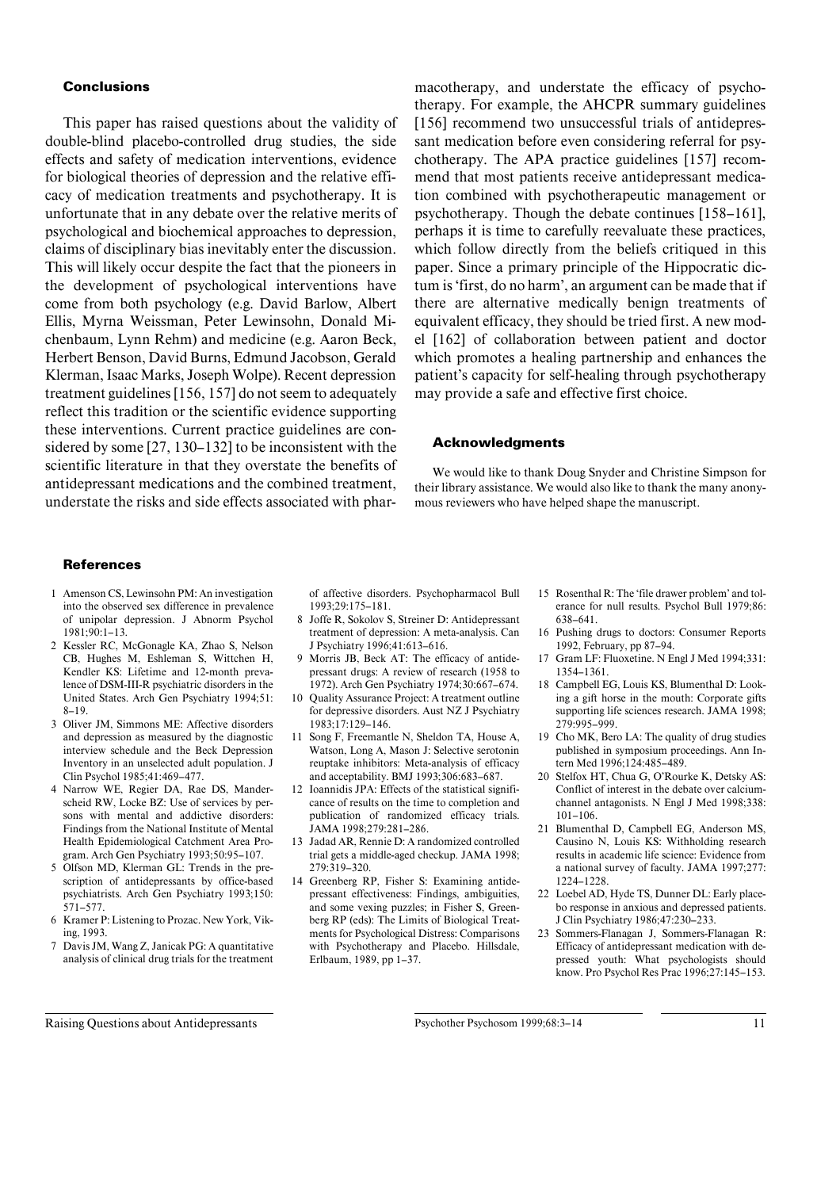## Conclusions

This paper has raised questions about the validity of double-blind placebo-controlled drug studies, the side effects and safety of medication interventions, evidence for biological theories of depression and the relative efficacy of medication treatments and psychotherapy. It is unfortunate that in any debate over the relative merits of psychological and biochemical approaches to depression, claims of disciplinary bias inevitably enter the discussion. This will likely occur despite the fact that the pioneers in the development of psychological interventions have come from both psychology (e.g. David Barlow, Albert Ellis, Myrna Weissman, Peter Lewinsohn, Donald Michenbaum, Lynn Rehm) and medicine (e.g. Aaron Beck, Herbert Benson, David Burns, Edmund Jacobson, Gerald Klerman, Isaac Marks, Joseph Wolpe). Recent depression treatment guidelines [156, 157] do not seem to adequately reflect this tradition or the scientific evidence supporting these interventions. Current practice guidelines are considered by some [27, 130–132] to be inconsistent with the scientific literature in that they overstate the benefits of antidepressant medications and the combined treatment, understate the risks and side effects associated with pharmacotherapy, and understate the efficacy of psychotherapy. For example, the AHCPR summary guidelines [156] recommend two unsuccessful trials of antidepressant medication before even considering referral for psychotherapy. The APA practice guidelines [157] recommend that most patients receive antidepressant medication combined with psychotherapeutic management or psychotherapy. Though the debate continues [158–161], perhaps it is time to carefully reevaluate these practices, which follow directly from the beliefs critiqued in this paper. Since a primary principle of the Hippocratic dictum is 'first, do no harm', an argument can be made that if there are alternative medically benign treatments of equivalent efficacy, they should be tried first. A new model [162] of collaboration between patient and doctor which promotes a healing partnership and enhances the patient's capacity for self-healing through psychotherapy may provide a safe and effective first choice.

## Acknowledgments

We would like to thank Doug Snyder and Christine Simpson for their library assistance. We would also like to thank the many anonymous reviewers who have helped shape the manuscript.

## References

1. Amenson CS, Lewinsohn PM: An investigation into the observed sex difference in prevalence of unipolar depression. J Abnorm Psychol 1981;90:1–13.
2. Kessler RC, McGonagle KA, Zhao S, Nelson CB, Hughes M, Eshleman S, Wittchen H, Kendler KS: Lifetime and 12-month prevalence of DSM-III-R psychiatric disorders in the United States. Arch Gen Psychiatry 1994;51: 8–19.
3. Oliver JM, Simmons ME: Affective disorders and depression as measured by the diagnostic interview schedule and the Beck Depression Inventory in an unselected adult population. J Clin Psychol 1985;41:469–477.
4. Narrow WE, Regier DA, Rae DS, Manderscheid RW, Locke BZ: Use of services by persons with mental and addictive disorders: Findings from the National Institute of Mental Health Epidemiological Catchment Area Program. Arch Gen Psychiatry 1993;50:95–107.
5. Olfson MD, Klerman GL: Trends in the prescription of antidepressants by office-based psychiatrists. Arch Gen Psychiatry 1993;150: 571–577.
6. Kramer P: Listening to Prozac. New York, Viking, 1993.
7. Davis JM, Wang Z, Janicak PG: A quantitative analysis of clinical drug trials for the treatment of affective disorders. Psychopharmacol Bull 1993;29:175–181.
8. Joffe R, Sokolov S, Streiner D: Antidepressant treatment of depression: A meta-analysis. Can J Psychiatry 1996;41:613–616.
9. Morris JB, Beck AT: The efficacy of antidepressant drugs: A review of research (1958 to 1972). Arch Gen Psychiatry 1974;30:667–674.
10. Quality Assurance Project: A treatment outline for depressive disorders. Aust NZ J Psychiatry 1983;17:129–146.
11. Song F, Freemantle N, Sheldon TA, House A, Watson, Long A, Mason J: Selective serotonin reuptake inhibitors: Meta-analysis of efficacy and acceptability. BMJ 1993;306:683–687.
12. Ioannidis JPA: Effects of the statistical significance of results on the time to completion and publication of randomized efficacy trials. JAMA 1998;279:281–286.
13. Jadad AR, Rennie D: A randomized controlled trial gets a middle-aged checkup. JAMA 1998; 279:319–320.
14. Greenberg RP, Fisher S: Examining antidepressant effectiveness: Findings, ambiguities, and some vexing puzzles; in Fisher S, Greenberg RP (eds): The Limits of Biological Treatments for Psychological Distress: Comparisons with Psychotherapy and Placebo. Hillsdale, Erlbaum, 1989, pp 1–37.
15. Rosenthal R: The 'file drawer problem' and tolerance for null results. Psychol Bull 1979;86: 638–641.
16. Pushing drugs to doctors: Consumer Reports 1992, February, pp 87–94.
17. Gram LF: Fluoxetine. N Engl J Med 1994;331: 1354–1361.
18. Campbell EG, Louis KS, Blumenthal D: Looking a gift horse in the mouth: Corporate gifts supporting life sciences research. JAMA 1998; 279:995–999.
19. Cho MK, Bero LA: The quality of drug studies published in symposium proceedings. Ann Intern Med 1996;124:485–489.
20. Stelfox HT, Chua G, O'Rourke K, Detsky AS: Conflict of interest in the debate over calcium-channel antagonists. N Engl J Med 1998;338: 101–106.
21. Blumenthal D, Campbell EG, Anderson MS, Causino N, Louis KS: Withholding research results in academic life science: Evidence from a national survey of faculty. JAMA 1997;277: 1224–1228.
22. Loebel AD, Hyde TS, Dunner DL: Early placebo response in anxious and depressed patients. J Clin Psychiatry 1986;47:230–233.
23. Sommers-Flanagan J, Sommers-Flanagan R: Efficacy of antidepressant medication with depressed youth: What psychologists should know. Pro Psychol Res Prac 1996;27:145–153.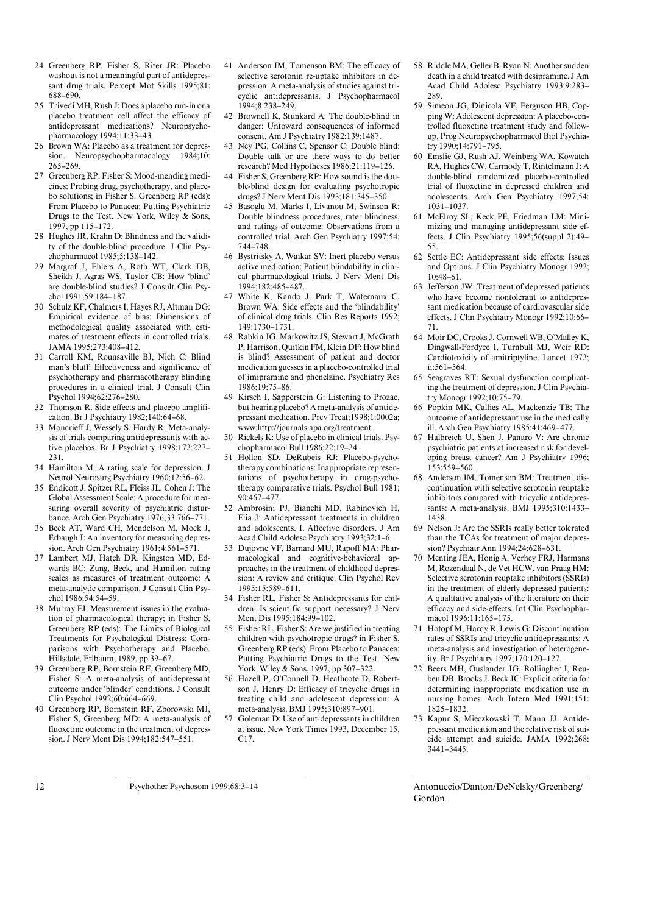24 Greenberg RP, Fisher S, Riter JR: Placebo washout is not a meaningful part of antidepressant drug trials. Percept Mot Skills 1995;81: 688–690.

25 Trivedi MH, Rush J: Does a placebo run-in or a placebo treatment cell affect the efficacy of antidepressant medications? Neuropsychopharmacology 1994;11:33–43.

26 Brown WA: Placebo as a treatment for depression. Neuropsychopharmacology 1984;10: 265–269.

27 Greenberg RP, Fisher S: Mood-mending medicines: Probing drug, psychotherapy, and placebo solutions; in Fisher S, Greenberg RP (eds): From Placebo to Panacea: Putting Psychiatric Drugs to the Test. New York, Wiley & Sons, 1997, pp 115–172.

28 Hughes JR, Krahn D: Blindness and the validity of the double-blind procedure. J Clin Psychopharmacol 1985;5:138–142.

29 Margraf J, Ehlers A, Roth WT, Clark DB, Sheikh J, Agras WS, Taylor CB: How 'blind' are double-blind studies? J Consult Clin Psychol 1991;59:184–187.

30 Schulz KF, Chalmers I, Hayes RJ, Altman DG: Empirical evidence of bias: Dimensions of methodological quality associated with estimates of treatment effects in controlled trials. JAMA 1995;273:408–412.

31 Carroll KM, Rounsaville BJ, Nich C: Blind man's bluff: Effectiveness and significance of psychotherapy and pharmacotherapy blinding procedures in a clinical trial. J Consult Clin Psychol 1994;62:276–280.

32 Thomson R. Side effects and placebo amplification. Br J Psychiatry 1982;140:64–68.

33 Moncrieff J, Wessely S, Hardy R: Meta-analysis of trials comparing antidepressants with active placebos. Br J Psychiatry 1998;172:227–231.

34 Hamilton M: A rating scale for depression. J Neurol Neurosurg Psychiatry 1960;12:56–62.

35 Endicott J, Spitzer RL, Fleiss JL, Cohen J: The Global Assessment Scale: A procedure for measuring overall severity of psychiatric disturbance. Arch Gen Psychiatry 1976;33:766–771.

36 Beck AT, Ward CH, Mendelson M, Mock J, Erbaugh J: An inventory for measuring depression. Arch Gen Psychiatry 1961;4:561–571.

37 Lambert MJ, Hatch DR, Kingston MD, Edwards BC: Zung, Beck, and Hamilton rating scales as measures of treatment outcome: A meta-analytic comparison. J Consult Clin Psychol 1986;54:54–59.

38 Murray EJ: Measurement issues in the evaluation of pharmacological therapy; in Fisher S, Greenberg RP (eds): The Limits of Biological Treatments for Psychological Distress: Comparisons with Psychotherapy and Placebo. Hillsdale, Erlbaum, 1989, pp 39–67.

39 Greenberg RP, Bornstein RF, Greenberg MD, Fisher S: A meta-analysis of antidepressant outcome under 'blinder' conditions. J Consult Clin Psychol 1992;60:664–669.

40 Greenberg RP, Bornstein RF, Zborowski MJ, Fisher S, Greenberg MD: A meta-analysis of fluoxetine outcome in the treatment of depression. J Nerv Ment Dis 1994;182:547–551.

41 Anderson IM, Tomenson BM: The efficacy of selective serotonin re-uptake inhibitors in depression: A meta-analysis of studies against tricyclic antidepressants. J Psychopharmacol 1994;8:238–249.

42 Brownell K, Stunkard A: The double-blind in danger: Untoward consequences of informed consent. Am J Psychiatry 1982;139:1487.

43 Ney PG, Collins C, Spensor C: Double blind: Double talk or are there ways to do better research? Med Hypotheses 1986;21:119–126.

44 Fisher S, Greenberg RP: How sound is the double-blind design for evaluating psychotropic drugs? J Nerv Ment Dis 1993;181:345–350.

45 Basoglu M, Marks I, Livanou M, Swinson R: Double blindness procedures, rater blindness, and ratings of outcome: Observations from a controlled trial. Arch Gen Psychiatry 1997;54: 744–748.

46 Bystritsky A, Waikar SV: Inert placebo versus active medication: Patient blindability in clinical pharmacological trials. J Nerv Ment Dis 1994;182:485–487.

47 White K, Kando J, Park T, Waternaux C, Brown WA: Side effects and the 'blindability' of clinical drug trials. Clin Res Reports 1992; 149:1730–1731.

48 Rabkin JG, Markowitz JS, Stewart J, McGrath P, Harrison, Quitkin FM, Klein DF: How blind is blind? Assessment of patient and doctor medication guesses in a placebo-controlled trial of imipramine and phenelzine. Psychiatry Res 1986;19:75–86.

49 Kirsch I, Sapperstein G: Listening to Prozac, but hearing placebo? A meta-analysis of antidepressant medication. Prev Treat;1998;1:0002a; www:http://journals.apa.org/treatment.

50 Rickels K: Use of placebo in clinical trials. Psychopharmacol Bull 1986;22:19–24.

51 Hollon SD, DeRubeis RJ: Placebo-psychotherapy combinations: Inappropriate representations of psychotherapy in drug-psychotherapy comparative trials. Psychol Bull 1981; 90:467–477.

52 Ambrosini PJ, Bianchi MD, Rabinovich H, Elia J: Antidepressant treatments in children and adolescents. I. Affective disorders. J Am Acad Child Adolesc Psychiatry 1993;32:1–6.

53 Dujovne VF, Barnard MU, Rapoff MA: Pharmacological and cognitive-behavioral approaches in the treatment of childhood depression: A review and critique. Clin Psychol Rev 1995;15:589–611.

54 Fisher RL, Fisher S: Antidepressants for children: Is scientific support necessary? J Nerv Ment Dis 1995;184:99–102.

55 Fisher RL, Fisher S: Are we justified in treating children with psychotropic drugs? in Fisher S, Greenberg RP (eds): From Placebo to Panacea: Putting Psychiatric Drugs to the Test. New York, Wiley & Sons, 1997, pp 307–322.

56 Hazell P, O'Connell D, Heathcote D, Robertson J, Henry D: Efficacy of tricyclic drugs in treating child and adolescent depression: A meta-analysis. BMJ 1995;310:897–901.

57 Goleman D: Use of antidepressants in children at issue. New York Times 1993, December 15, C17.

58 Riddle MA, Geller B, Ryan N: Another sudden death in a child treated with desipramine. J Am Acad Child Adolesc Psychiatry 1993;9:283–289.

59 Simeon JG, Dinicola VF, Ferguson HB, Copping W: Adolescent depression: A placebo-controlled fluoxetine treatment study and follow-up. Prog Neuropsychopharmacol Biol Psychiatry 1990;14:791–795.

60 Emslie GJ, Rush AJ, Weinberg WA, Kowatch RA, Hughes CW, Carmody T, Rintelmann J: A double-blind randomized placebo-controlled trial of fluoxetine in depressed children and adolescents. Arch Gen Psychiatry 1997;54: 1031–1037.

61 McElroy SL, Keck PE, Friedman LM: Minimizing and managing antidepressant side effects. J Clin Psychiatry 1995;56(suppl 2):49–55.

62 Settle EC: Antidepressant side effects: Issues and Options. J Clin Psychiatry Monogr 1992; 10:48–61.

63 Jefferson JW: Treatment of depressed patients who have become nontolerant to antidepressant medication because of cardiovascular side effects. J Clin Psychiatry Monogr 1992;10:66–71.

64 Moir DC, Crooks J, Cornwell WB, O'Malley K, Dingwall-Fordyce I, Turnbull MJ, Weir RD: Cardiotoxicity of amitriptyline. Lancet 1972; ii:561–564.

65 Seagraves RT: Sexual dysfunction complicating the treatment of depression. J Clin Psychiatry Monogr 1992;10:75–79.

66 Popkin MK, Callies AL, Mackenzie TB: The outcome of antidepressant use in the medically ill. Arch Gen Psychiatry 1985;41:469–477.

67 Halbreich U, Shen J, Panaro V: Are chronic psychiatric patients at increased risk for developing breast cancer? Am J Psychiatry 1996; 153:559–560.

68 Anderson IM, Tomenson BM: Treatment discontinuation with selective serotonin reuptake inhibitors compared with tricyclic antidepressants: A meta-analysis. BMJ 1995;310:1433–1438.

69 Nelson J: Are the SSRIs really better tolerated than the TCAs for treatment of major depression? Psychiatr Ann 1994;24:628–631.

70 Menting JEA, Honig A, Verhey FRJ, Harmans M, Rozendaal N, de Vet HCW, van Praag HM: Selective serotonin reuptake inhibitors (SSRIs) in the treatment of elderly depressed patients: A qualitative analysis of the literature on their efficacy and side-effects. Int Clin Psychopharmacol 1996;11:165–175.

71 Hotopf M, Hardy R, Lewis G: Discontinuation rates of SSRIs and tricyclic antidepressants: A meta-analysis and investigation of heterogeneity. Br J Psychiatry 1997;170:120–127.

72 Beers MH, Ouslander JG, Rollingher I, Reuben DB, Brooks J, Beck JC: Explicit criteria for determining inappropriate medication use in nursing homes. Arch Intern Med 1991;151: 1825–1832.

73 Kapur S, Mieczkowski T, Mann JJ: Antidepressant medication and the relative risk of suicide attempt and suicide. JAMA 1992;268: 3441–3445.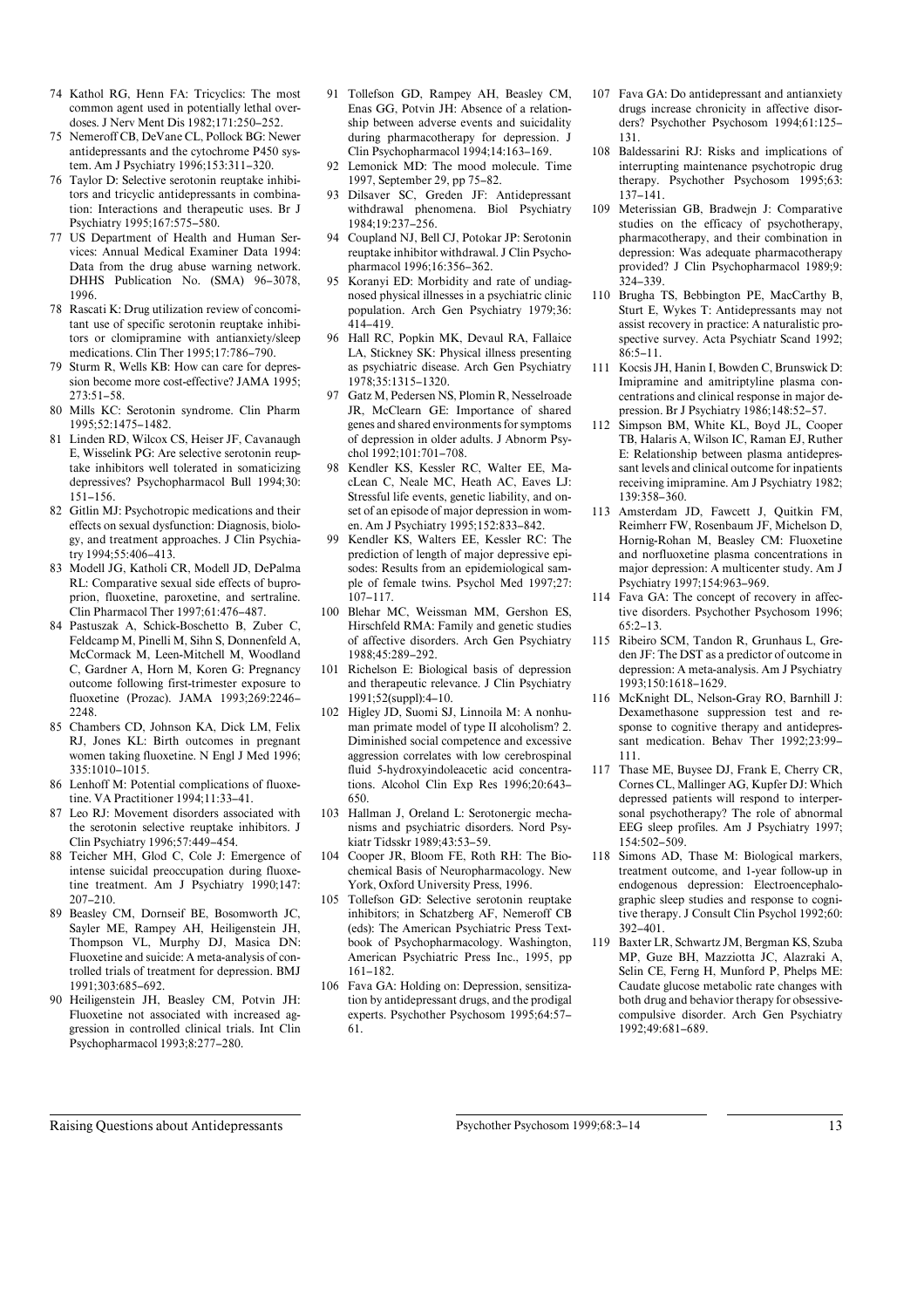74 Kathol RG, Henn FA: Tricyclics: The most common agent used in potentially lethal overdoses. J Nerv Ment Dis 1982;171:250–252.

75 Nemeroff CB, DeVane CL, Pollock BG: Newer antidepressants and the cytochrome P450 system. Am J Psychiatry 1996;153:311–320.

76 Taylor D: Selective serotonin reuptake inhibitors and tricyclic antidepressants in combination: Interactions and therapeutic uses. Br J Psychiatry 1995;167:575–580.

77 US Department of Health and Human Services: Annual Medical Examiner Data 1994: Data from the drug abuse warning network. DHHS Publication No. (SMA) 96–3078, 1996.

78 Rascati K: Drug utilization review of concomitant use of specific serotonin reuptake inhibitors or clomipramine with antianxiety/sleep medications. Clin Ther 1995;17:786–790.

79 Sturm R, Wells KB: How can care for depression become more cost-effective? JAMA 1995; 273:51–58.

80 Mills KC: Serotonin syndrome. Clin Pharm 1995;52:1475–1482.

81 Linden RD, Wilcox CS, Heiser JF, Cavanaugh E, Wisselink PG: Are selective serotonin reuptake inhibitors well tolerated in somaticizing depressives? Psychopharmacol Bull 1994;30: 151–156.

82 Gitlin MJ: Psychotropic medications and their effects on sexual dysfunction: Diagnosis, biology, and treatment approaches. J Clin Psychiatry 1994;55:406–413.

83 Modell JG, Katholi CR, Modell JD, DePalma RL: Comparative sexual side effects of buproprion, fluoxetine, paroxetine, and sertraline. Clin Pharmacol Ther 1997;61:476–487.

84 Pastuszak A, Schick-Boschetto B, Zuber C, Feldcamp M, Pinelli M, Sihn S, Donnenfeld A, McCormack M, Leen-Mitchell M, Woodland C, Gardner A, Horn M, Koren G: Pregnancy outcome following first-trimester exposure to fluoxetine (Prozac). JAMA 1993;269:2246–2248.

85 Chambers CD, Johnson KA, Dick LM, Felix RJ, Jones KL: Birth outcomes in pregnant women taking fluoxetine. N Engl J Med 1996; 335:1010–1015.

86 Lenhoff M: Potential complications of fluoxetine. VA Practitioner 1994;11:33–41.

87 Leo RJ: Movement disorders associated with the serotonin selective reuptake inhibitors. J Clin Psychiatry 1996;57:449–454.

88 Teicher MH, Glod C, Cole J: Emergence of intense suicidal preoccupation during fluoxetine treatment. Am J Psychiatry 1990;147: 207–210.

89 Beasley CM, Dornseif BE, Bosomworth JC, Sayler ME, Rampey AH, Heiligenstein JH, Thompson VL, Murphy DJ, Masica DN: Fluoxetine and suicide: A meta-analysis of controlled trials of treatment for depression. BMJ 1991;303:685–692.

90 Heiligenstein JH, Beasley CM, Potvin JH: Fluoxetine not associated with increased aggression in controlled clinical trials. Int Clin Psychopharmacol 1993;8:277–280.

91 Tollefson GD, Rampey AH, Beasley CM, Enas GG, Potvin JH: Absence of a relationship between adverse events and suicidality during pharmacotherapy for depression. J Clin Psychopharmacol 1994;14:163–169.

92 Lemonick MD: The mood molecule. Time 1997, September 29, pp 75–82.

93 Dilsaver SC, Greden JF: Antidepressant withdrawal phenomena. Biol Psychiatry 1984;19:237–256.

94 Coupland NJ, Bell CJ, Potokar JP: Serotonin reuptake inhibitor withdrawal. J Clin Psychopharmacol 1996;16:356–362.

95 Koranyi ED: Morbidity and rate of undiagnosed physical illnesses in a psychiatric clinic population. Arch Gen Psychiatry 1979;36: 414–419.

96 Hall RC, Popkin MK, Devaul RA, Fallaice LA, Stickney SK: Physical illness presenting as psychiatric disease. Arch Gen Psychiatry 1978;35:1315–1320.

97 Gatz M, Pedersen NS, Plomin R, Nesselroade JR, McClearn GE: Importance of shared genes and shared environments for symptoms of depression in older adults. J Abnorm Psychol 1992;101:701–708.

98 Kendler KS, Kessler RC, Walter EE, MacLean C, Neale MC, Heath AC, Eaves LJ: Stressful life events, genetic liability, and onset of an episode of major depression in women. Am J Psychiatry 1995;152:833–842.

99 Kendler KS, Walters EE, Kessler RC: The prediction of length of major depressive episodes: Results from an epidemiological sample of female twins. Psychol Med 1997;27: 107–117.

100 Blehar MC, Weissman MM, Gershon ES, Hirschfeld RMA: Family and genetic studies of affective disorders. Arch Gen Psychiatry 1988;45:289–292.

101 Richelson E: Biological basis of depression and therapeutic relevance. J Clin Psychiatry 1991;52(suppl):4–10.

102 Higley JD, Suomi SJ, Linnoila M: A nonhuman primate model of type II alcoholism? 2. Diminished social competence and excessive aggression correlates with low cerebrospinal fluid 5-hydroxyindoleacetic acid concentrations. Alcohol Clin Exp Res 1996;20:643–650.

103 Hallman J, Oreland L: Serotonergic mechanisms and psychiatric disorders. Nord Psykiatr Tidsskr 1989;43:53–59.

104 Cooper JR, Bloom FE, Roth RH: The Biochemical Basis of Neuropharmacology. New York, Oxford University Press, 1996.

105 Tollefson GD: Selective serotonin reuptake inhibitors; in Schatzberg AF, Nemeroff CB (eds): The American Psychiatric Press Textbook of Psychopharmacology. Washington, American Psychiatric Press Inc., 1995, pp 161–182.

106 Fava GA: Holding on: Depression, sensitization by antidepressant drugs, and the prodigal experts. Psychother Psychosom 1995;64:57–61.

107 Fava GA: Do antidepressant and antianxiety drugs increase chronicity in affective disorders? Psychother Psychosom 1994;61:125–131.

108 Baldessarini RJ: Risks and implications of interrupting maintenance psychotropic drug therapy. Psychother Psychosom 1995;63: 137–141.

109 Meterissian GB, Bradwejn J: Comparative studies on the efficacy of psychotherapy, pharmacotherapy, and their combination in depression: Was adequate pharmacotherapy provided? J Clin Psychopharmacol 1989;9: 324–339.

110 Brugha TS, Bebbington PE, MacCarthy B, Sturt E, Wykes T: Antidepressants may not assist recovery in practice: A naturalistic prospective survey. Acta Psychiatr Scand 1992; 86:5–11.

111 Kocsis JH, Hanin I, Bowden C, Brunswick D: Imipramine and amitriptyline plasma concentrations and clinical response in major depression. Br J Psychiatry 1986;148:52–57.

112 Simpson BM, White KL, Boyd JL, Cooper TB, Halaris A, Wilson IC, Raman EJ, Ruther E: Relationship between plasma antidepressant levels and clinical outcome for inpatients receiving imipramine. Am J Psychiatry 1982; 139:358–360.

113 Amsterdam JD, Fawcett J, Quitkin FM, Reimherr FW, Rosenbaum JF, Michelson D, Hornig-Rohan M, Beasley CM: Fluoxetine and norfluoxetine plasma concentrations in major depression: A multicenter study. Am J Psychiatry 1997;154:963–969.

114 Fava GA: The concept of recovery in affective disorders. Psychother Psychosom 1996; 65:2–13.

115 Ribeiro SCM, Tandon R, Grunhaus L, Greden JF: The DST as a predictor of outcome in depression: A meta-analysis. Am J Psychiatry 1993;150:1618–1629.

116 McKnight DL, Nelson-Gray RO, Barnhill J: Dexamethasone suppression test and response to cognitive therapy and antidepressant medication. Behav Ther 1992;23:99–111.

117 Thase ME, Buysee DJ, Frank E, Cherry CR, Cornes CL, Mallinger AG, Kupfer DJ: Which depressed patients will respond to interpersonal psychotherapy? The role of abnormal EEG sleep profiles. Am J Psychiatry 1997; 154:502–509.

118 Simons AD, Thase M: Biological markers, treatment outcome, and 1-year follow-up in endogenous depression: Electroencephalographic sleep studies and response to cognitive therapy. J Consult Clin Psychol 1992;60: 392–401.

119 Baxter LR, Schwartz JM, Bergman KS, Szuba MP, Guze BH, Mazziotta JC, Alazraki A, Selin CE, Ferng H, Munford P, Phelps ME: Caudate glucose metabolic rate changes with both drug and behavior therapy for obsessive-compulsive disorder. Arch Gen Psychiatry 1992;49:681–689.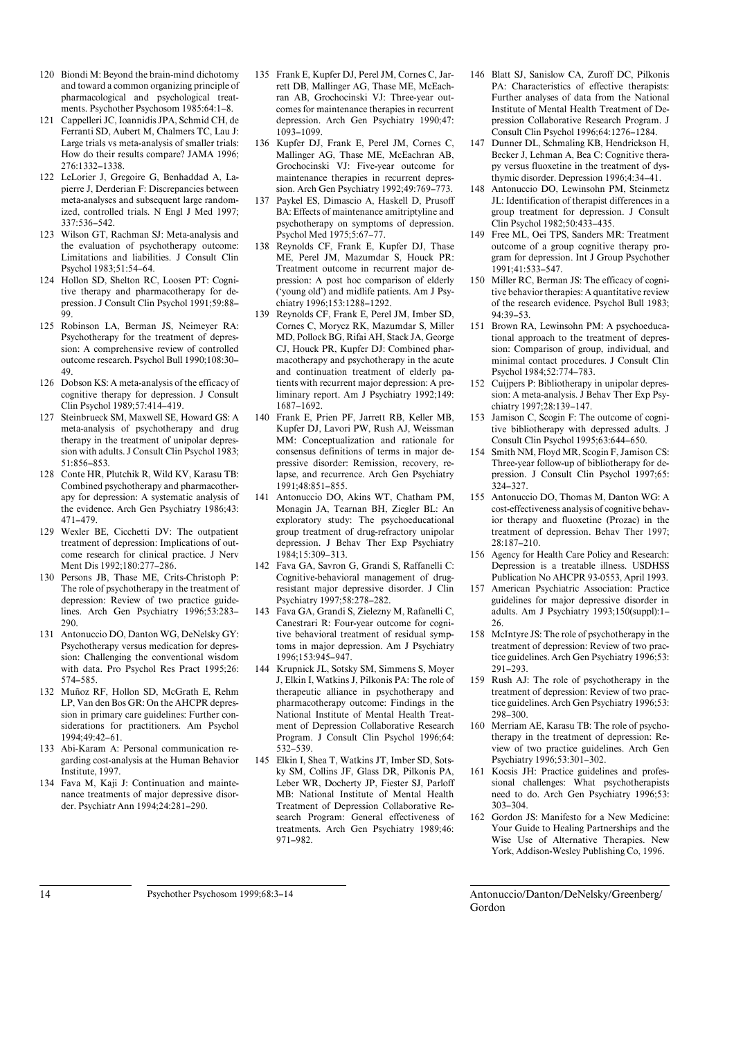120 Biondi M: Beyond the brain-mind dichotomy and toward a common organizing principle of pharmacological and psychological treatments. Psychother Psychosom 1985:64:1–8.

121 Cappelleri JC, Ioannidis JPA, Schmid CH, de Ferranti SD, Aubert M, Chalmers TC, Lau J: Large trials vs meta-analysis of smaller trials: How do their results compare? JAMA 1996; 276:1332–1338.

122 LeLorier J, Gregoire G, Benhaddad A, Lapierre J, Derderian F: Discrepancies between meta-analyses and subsequent large randomized, controlled trials. N Engl J Med 1997; 337:536–542.

123 Wilson GT, Rachman SJ: Meta-analysis and the evaluation of psychotherapy outcome: Limitations and liabilities. J Consult Clin Psychol 1983;51:54–64.

124 Hollon SD, Shelton RC, Loosen PT: Cognitive therapy and pharmacotherapy for depression. J Consult Clin Psychol 1991;59:88–99.

125 Robinson LA, Berman JS, Neimeyer RA: Psychotherapy for the treatment of depression: A comprehensive review of controlled outcome research. Psychol Bull 1990;108:30–49.

126 Dobson KS: A meta-analysis of the efficacy of cognitive therapy for depression. J Consult Clin Psychol 1989;57:414–419.

127 Steinbrueck SM, Maxwell SE, Howard GS: A meta-analysis of psychotherapy and drug therapy in the treatment of unipolar depression with adults. J Consult Clin Psychol 1983; 51:856–853.

128 Conte HR, Plutchik R, Wild KV, Karasu TB: Combined psychotherapy and pharmacotherapy for depression: A systematic analysis of the evidence. Arch Gen Psychiatry 1986;43: 471–479.

129 Wexler BE, Cicchetti DV: The outpatient treatment of depression: Implications of outcome research for clinical practice. J Nerv Ment Dis 1992;180:277–286.

130 Persons JB, Thase ME, Crits-Christoph P: The role of psychotherapy in the treatment of depression: Review of two practice guidelines. Arch Gen Psychiatry 1996;53:283–290.

131 Antonuccio DO, Danton WG, DeNelsky GY: Psychotherapy versus medication for depression: Challenging the conventional wisdom with data. Pro Psychol Res Pract 1995;26: 574–585.

132 Muñoz RF, Hollon SD, McGrath E, Rehm LP, Van den Bos GR: On the AHCPR depression in primary care guidelines: Further considerations for practitioners. Am Psychol 1994;49:42–61.

133 Abi-Karam A: Personal communication regarding cost-analysis at the Human Behavior Institute, 1997.

134 Fava M, Kaji J: Continuation and maintenance treatments of major depressive disorder. Psychiatr Ann 1994;24:281–290.

135 Frank E, Kupfer DJ, Perel JM, Cornes C, Jarrett DB, Mallinger AG, Thase ME, McEachran AB, Grochocinski VJ: Three-year outcomes for maintenance therapies in recurrent depression. Arch Gen Psychiatry 1990;47: 1093–1099.

136 Kupfer DJ, Frank E, Perel JM, Cornes C, Mallinger AG, Thase ME, McEachran AB, Grochocinski VJ: Five-year outcome for maintenance therapies in recurrent depression. Arch Gen Psychiatry 1992;49:769–773.

137 Paykel ES, Dimascio A, Haskell D, Prusoff BA: Effects of maintenance amitriptyline and psychotherapy on symptoms of depression. Psychol Med 1975;5:67–77.

138 Reynolds CF, Frank E, Kupfer DJ, Thase ME, Perel JM, Mazumdar S, Houck PR: Treatment outcome in recurrent major depression: A post hoc comparison of elderly ('young old') and midlife patients. Am J Psychiatry 1996;153:1288–1292.

139 Reynolds CF, Frank E, Perel JM, Imber SD, Cornes C, Morycz RK, Mazumdar S, Miller MD, Pollock BG, Rifai AH, Stack JA, George CJ, Houck PR, Kupfer DJ: Combined pharmacotherapy and psychotherapy in the acute and continuation treatment of elderly patients with recurrent major depression: A preliminary report. Am J Psychiatry 1992;149: 1687–1692.

140 Frank E, Prien PF, Jarrett RB, Keller MB, Kupfer DJ, Lavori PW, Rush AJ, Weissman MM: Conceptualization and rationale for consensus definitions of terms in major depressive disorder: Remission, recovery, relapse, and recurrence. Arch Gen Psychiatry 1991;48:851–855.

141 Antonuccio DO, Akins WT, Chatham PM, Monagin JA, Tearnan BH, Ziegler BL: An exploratory study: The psychoeducational group treatment of drug-refractory unipolar depression. J Behav Ther Exp Psychiatry 1984;15:309–313.

142 Fava GA, Savron G, Grandi S, Raffanelli C: Cognitive-behavioral management of drug-resistant major depressive disorder. J Clin Psychiatry 1997;58:278–282.

143 Fava GA, Grandi S, Zielezny M, Rafanelli C, Canestrari R: Four-year outcome for cognitive behavioral treatment of residual symptoms in major depression. Am J Psychiatry 1996;153:945–947.

144 Krupnick JL, Sotsky SM, Simmens S, Moyer J, Elkin I, Watkins J, Pilkonis PA: The role of therapeutic alliance in psychotherapy and pharmacotherapy outcome: Findings in the National Institute of Mental Health Treatment of Depression Collaborative Research Program. J Consult Clin Psychol 1996;64: 532–539.

145 Elkin I, Shea T, Watkins JT, Imber SD, Sotsky SM, Collins JF, Glass DR, Pilkonis PA, Leber WR, Docherty JP, Fiester SJ, Parloff MB: National Institute of Mental Health Treatment of Depression Collaborative Research Program: General effectiveness of treatments. Arch Gen Psychiatry 1989;46: 971–982.

146 Blatt SJ, Sanislow CA, Zuroff DC, Pilkonis PA: Characteristics of effective therapists: Further analyses of data from the National Institute of Mental Health Treatment of Depression Collaborative Research Program. J Consult Clin Psychol 1996;64:1276–1284.

147 Dunner DL, Schmaling KB, Hendrickson H, Becker J, Lehman A, Bea C: Cognitive therapy versus fluoxetine in the treatment of dysthymic disorder. Depression 1996;4:34–41.

148 Antonuccio DO, Lewinsohn PM, Steinmetz JL: Identification of therapist differences in a group treatment for depression. J Consult Clin Psychol 1982;50:433–435.

149 Free ML, Oei TPS, Sanders MR: Treatment outcome of a group cognitive therapy program for depression. Int J Group Psychother 1991;41:533–547.

150 Miller RC, Berman JS: The efficacy of cognitive behavior therapies: A quantitative review of the research evidence. Psychol Bull 1983; 94:39–53.

151 Brown RA, Lewinsohn PM: A psychoeducational approach to the treatment of depression: Comparison of group, individual, and minimal contact procedures. J Consult Clin Psychol 1984;52:774–783.

152 Cuijpers P: Bibliotherapy in unipolar depression: A meta-analysis. J Behav Ther Exp Psychiatry 1997;28:139–147.

153 Jamison C, Scogin F: The outcome of cognitive bibliotherapy with depressed adults. J Consult Clin Psychol 1995;63:644–650.

154 Smith NM, Floyd MR, Scogin F, Jamison CS: Three-year follow-up of bibliotherapy for depression. J Consult Clin Psychol 1997;65: 324–327.

155 Antonuccio DO, Thomas M, Danton WG: A cost-effectiveness analysis of cognitive behavior therapy and fluoxetine (Prozac) in the treatment of depression. Behav Ther 1997; 28:187–210.

156 Agency for Health Care Policy and Research: Depression is a treatable illness. USDHSS Publication No AHCPR 93-0553, April 1993.

157 American Psychiatric Association: Practice guidelines for major depressive disorder in adults. Am J Psychiatry 1993;150(suppl):1–26.

158 McIntyre JS: The role of psychotherapy in the treatment of depression: Review of two practice guidelines. Arch Gen Psychiatry 1996;53: 291–293.

159 Rush AJ: The role of psychotherapy in the treatment of depression: Review of two practice guidelines. Arch Gen Psychiatry 1996;53: 298–300.

160 Merriam AE, Karasu TB: The role of psychotherapy in the treatment of depression: Review of two practice guidelines. Arch Gen Psychiatry 1996;53:301–302.

161 Kocsis JH: Practice guidelines and professional challenges: What psychotherapists need to do. Arch Gen Psychiatry 1996;53: 303–304.

162 Gordon JS: Manifesto for a New Medicine: Your Guide to Healing Partnerships and the Wise Use of Alternative Therapies. New York, Addison-Wesley Publishing Co, 1996.